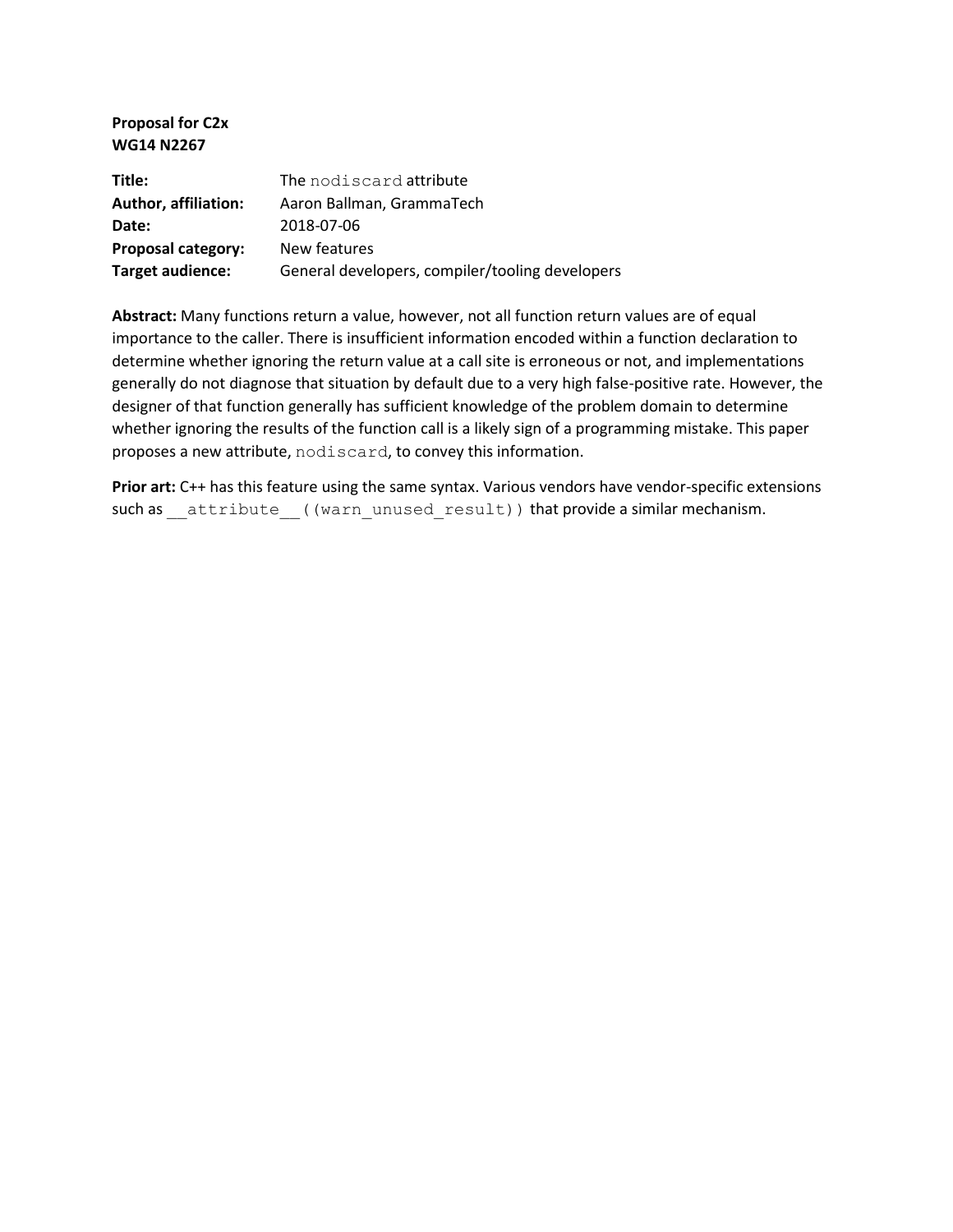**Proposal for C2x**
**WG14 N2267**

| | |
|---|---|
| **Title:** | The `nodiscard` attribute |
| **Author, affiliation:** | Aaron Ballman, GrammaTech |
| **Date:** | 2018-07-06 |
| **Proposal category:** | New features |
| **Target audience:** | General developers, compiler/tooling developers |

**Abstract:** Many functions return a value, however, not all function return values are of equal importance to the caller. There is insufficient information encoded within a function declaration to determine whether ignoring the return value at a call site is erroneous or not, and implementations generally do not diagnose that situation by default due to a very high false-positive rate. However, the designer of that function generally has sufficient knowledge of the problem domain to determine whether ignoring the results of the function call is a likely sign of a programming mistake. This paper proposes a new attribute, `nodiscard`, to convey this information.

**Prior art:** C++ has this feature using the same syntax. Various vendors have vendor-specific extensions such as `__attribute__((warn_unused_result))` that provide a similar mechanism.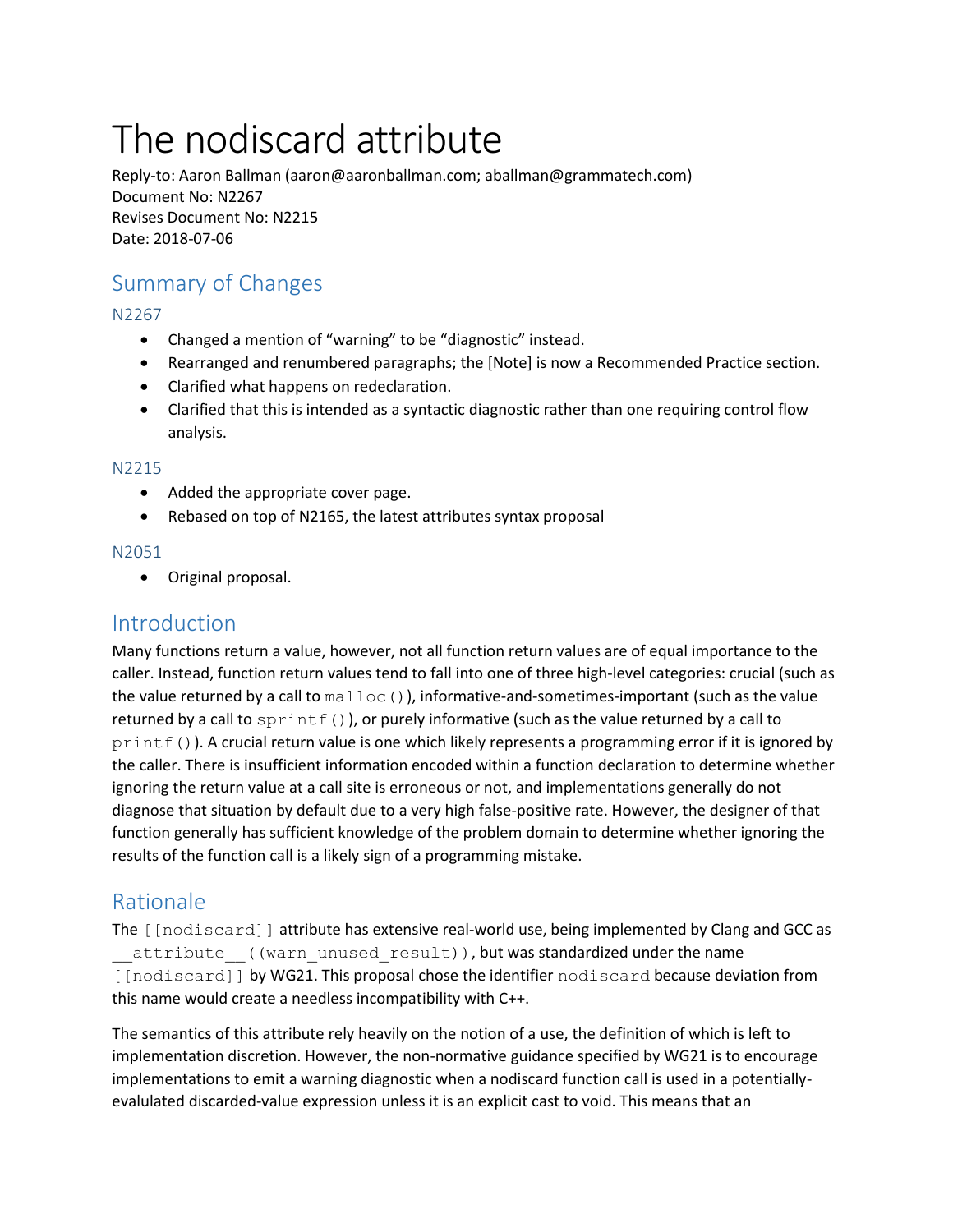# The nodiscard attribute

Reply-to: Aaron Ballman (aaron@aaronballman.com; aballman@grammatech.com)
Document No: N2267
Revises Document No: N2215
Date: 2018-07-06

## Summary of Changes

### N2267

- Changed a mention of "warning" to be "diagnostic" instead.
- Rearranged and renumbered paragraphs; the [Note] is now a Recommended Practice section.
- Clarified what happens on redeclaration.
- Clarified that this is intended as a syntactic diagnostic rather than one requiring control flow analysis.

### N2215

- Added the appropriate cover page.
- Rebased on top of N2165, the latest attributes syntax proposal

### N2051

- Original proposal.

## Introduction

Many functions return a value, however, not all function return values are of equal importance to the caller. Instead, function return values tend to fall into one of three high-level categories: crucial (such as the value returned by a call to `malloc()`), informative-and-sometimes-important (such as the value returned by a call to `sprintf()`), or purely informative (such as the value returned by a call to `printf()`). A crucial return value is one which likely represents a programming error if it is ignored by the caller. There is insufficient information encoded within a function declaration to determine whether ignoring the return value at a call site is erroneous or not, and implementations generally do not diagnose that situation by default due to a very high false-positive rate. However, the designer of that function generally has sufficient knowledge of the problem domain to determine whether ignoring the results of the function call is a likely sign of a programming mistake.

## Rationale

The `[[nodiscard]]` attribute has extensive real-world use, being implemented by Clang and GCC as `__attribute__((warn_unused_result))`, but was standardized under the name `[[nodiscard]]` by WG21. This proposal chose the identifier `nodiscard` because deviation from this name would create a needless incompatibility with C++.

The semantics of this attribute rely heavily on the notion of a use, the definition of which is left to implementation discretion. However, the non-normative guidance specified by WG21 is to encourage implementations to emit a warning diagnostic when a nodiscard function call is used in a potentially-evalulated discarded-value expression unless it is an explicit cast to void. This means that an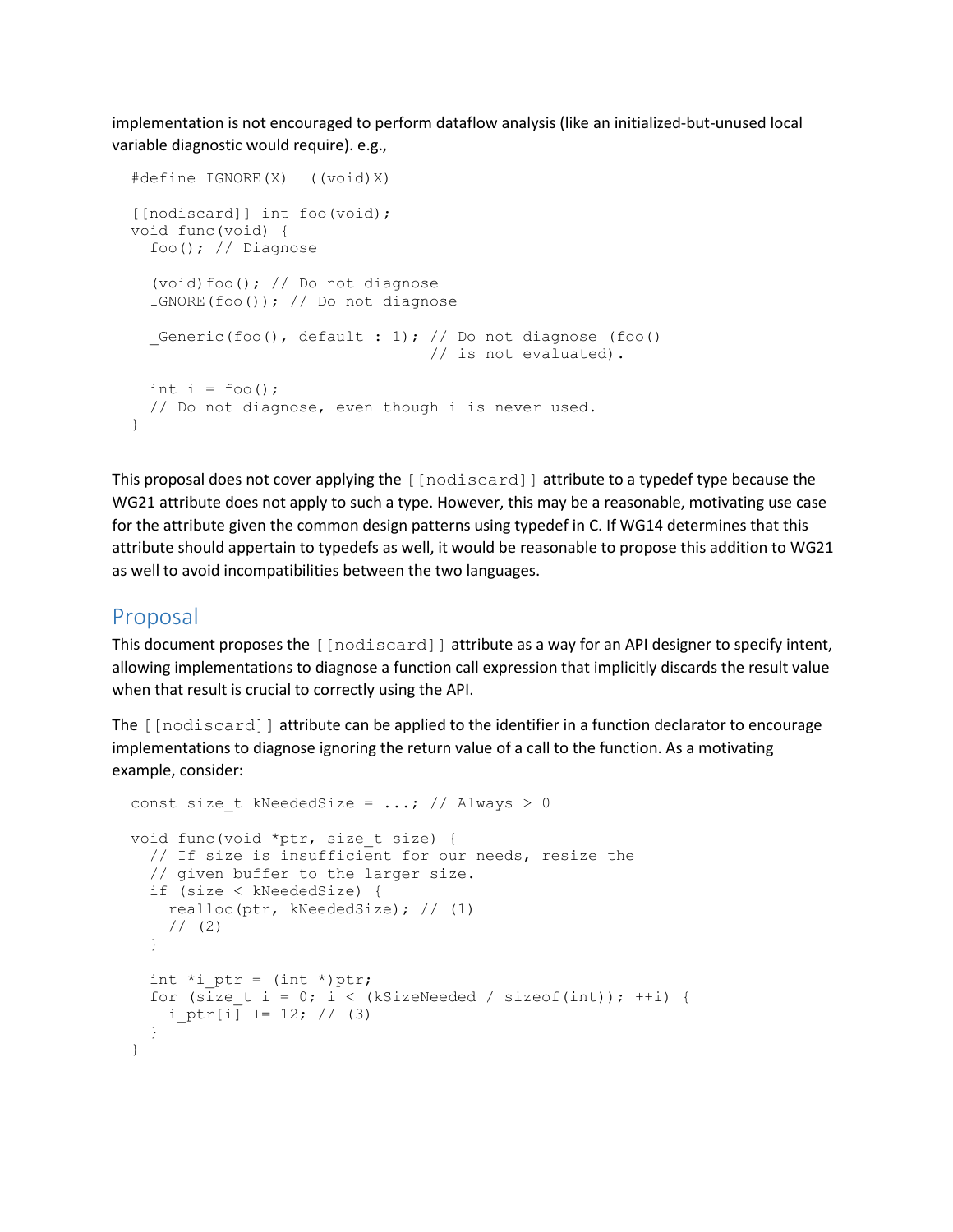implementation is not encouraged to perform dataflow analysis (like an initialized-but-unused local variable diagnostic would require). e.g.,

```
#define IGNORE(X)  ((void)X)

[[nodiscard]] int foo(void);
void func(void) {
  foo(); // Diagnose

  (void)foo(); // Do not diagnose
  IGNORE(foo()); // Do not diagnose

  _Generic(foo(), default : 1); // Do not diagnose (foo()
                                // is not evaluated).

  int i = foo();
  // Do not diagnose, even though i is never used.
}
```

This proposal does not cover applying the `[[nodiscard]]` attribute to a typedef type because the WG21 attribute does not apply to such a type. However, this may be a reasonable, motivating use case for the attribute given the common design patterns using typedef in C. If WG14 determines that this attribute should appertain to typedefs as well, it would be reasonable to propose this addition to WG21 as well to avoid incompatibilities between the two languages.

## Proposal

This document proposes the `[[nodiscard]]` attribute as a way for an API designer to specify intent, allowing implementations to diagnose a function call expression that implicitly discards the result value when that result is crucial to correctly using the API.

The `[[nodiscard]]` attribute can be applied to the identifier in a function declarator to encourage implementations to diagnose ignoring the return value of a call to the function. As a motivating example, consider:

```
const size_t kNeededSize = ...; // Always > 0

void func(void *ptr, size_t size) {
  // If size is insufficient for our needs, resize the
  // given buffer to the larger size.
  if (size < kNeededSize) {
    realloc(ptr, kNeededSize); // (1)
    // (2)
  }

  int *i_ptr = (int *)ptr;
  for (size_t i = 0; i < (kSizeNeeded / sizeof(int)); ++i) {
    i_ptr[i] += 12; // (3)
  }
}
```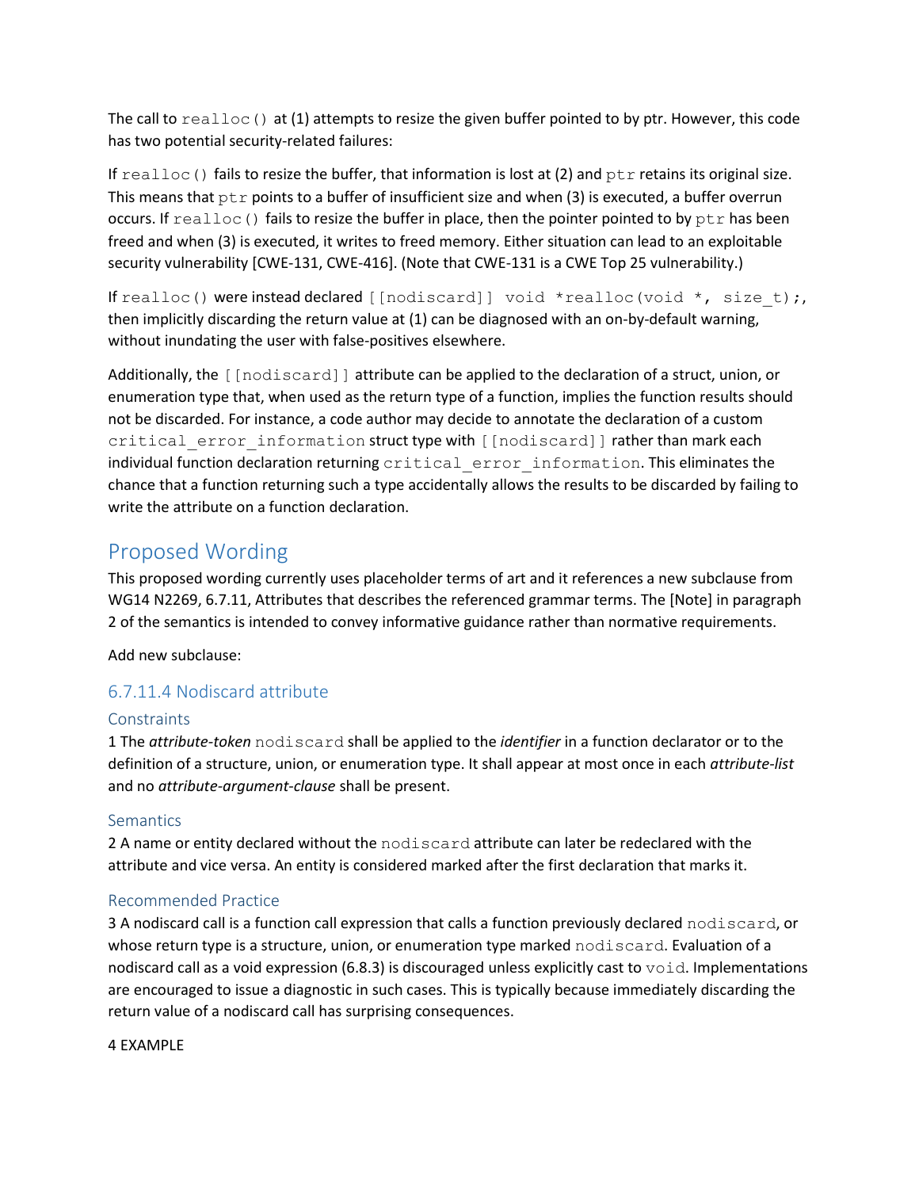The call to `realloc()` at (1) attempts to resize the given buffer pointed to by ptr. However, this code has two potential security-related failures:

If `realloc()` fails to resize the buffer, that information is lost at (2) and `ptr` retains its original size. This means that `ptr` points to a buffer of insufficient size and when (3) is executed, a buffer overrun occurs. If `realloc()` fails to resize the buffer in place, then the pointer pointed to by `ptr` has been freed and when (3) is executed, it writes to freed memory. Either situation can lead to an exploitable security vulnerability [CWE-131, CWE-416]. (Note that CWE-131 is a CWE Top 25 vulnerability.)

If `realloc()` were instead declared `[[nodiscard]] void *realloc(void *, size_t);`, then implicitly discarding the return value at (1) can be diagnosed with an on-by-default warning, without inundating the user with false-positives elsewhere.

Additionally, the `[[nodiscard]]` attribute can be applied to the declaration of a struct, union, or enumeration type that, when used as the return type of a function, implies the function results should not be discarded. For instance, a code author may decide to annotate the declaration of a custom `critical_error_information` struct type with `[[nodiscard]]` rather than mark each individual function declaration returning `critical_error_information`. This eliminates the chance that a function returning such a type accidentally allows the results to be discarded by failing to write the attribute on a function declaration.

## Proposed Wording

This proposed wording currently uses placeholder terms of art and it references a new subclause from WG14 N2269, 6.7.11, Attributes that describes the referenced grammar terms. The [Note] in paragraph 2 of the semantics is intended to convey informative guidance rather than normative requirements.

Add new subclause:

### 6.7.11.4 Nodiscard attribute

#### Constraints

1 The *attribute-token* `nodiscard` shall be applied to the *identifier* in a function declarator or to the definition of a structure, union, or enumeration type. It shall appear at most once in each *attribute-list* and no *attribute-argument-clause* shall be present.

#### Semantics

2 A name or entity declared without the `nodiscard` attribute can later be redeclared with the attribute and vice versa. An entity is considered marked after the first declaration that marks it.

#### Recommended Practice

3 A nodiscard call is a function call expression that calls a function previously declared `nodiscard`, or whose return type is a structure, union, or enumeration type marked `nodiscard`. Evaluation of a nodiscard call as a void expression (6.8.3) is discouraged unless explicitly cast to `void`. Implementations are encouraged to issue a diagnostic in such cases. This is typically because immediately discarding the return value of a nodiscard call has surprising consequences.

4 EXAMPLE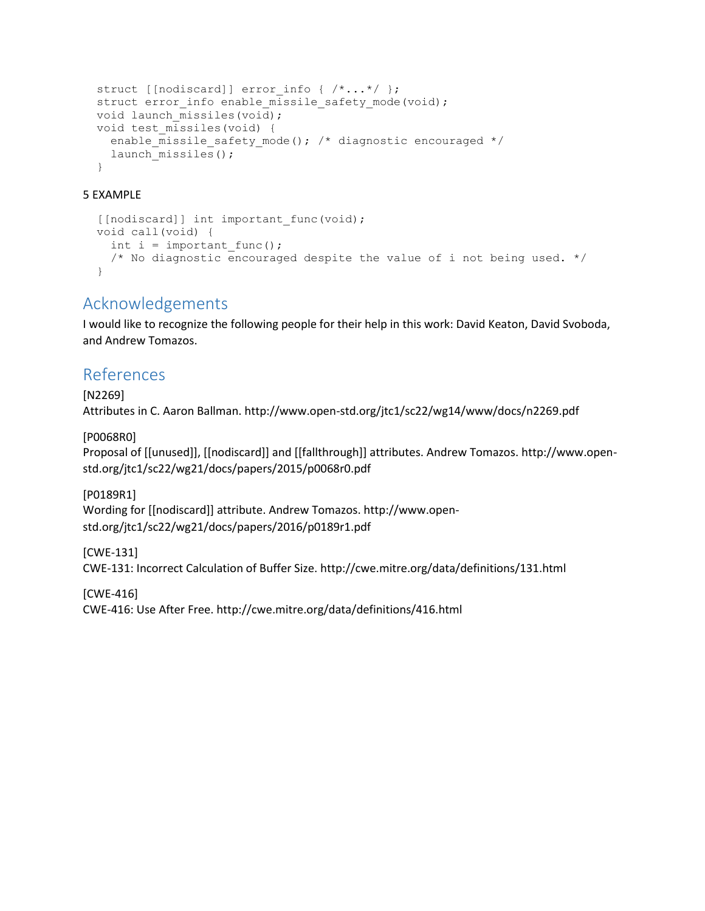```
struct [[nodiscard]] error_info { /*...*/ };
struct error_info enable_missile_safety_mode(void);
void launch_missiles(void);
void test_missiles(void) {
  enable_missile_safety_mode(); /* diagnostic encouraged */
  launch_missiles();
}
```

5 EXAMPLE

```
[[nodiscard]] int important_func(void);
void call(void) {
  int i = important_func();
  /* No diagnostic encouraged despite the value of i not being used. */
}
```

## Acknowledgements

I would like to recognize the following people for their help in this work: David Keaton, David Svoboda, and Andrew Tomazos.

## References

[N2269]
Attributes in C. Aaron Ballman. http://www.open-std.org/jtc1/sc22/wg14/www/docs/n2269.pdf

[P0068R0]
Proposal of [[unused]], [[nodiscard]] and [[fallthrough]] attributes. Andrew Tomazos. http://www.open-std.org/jtc1/sc22/wg21/docs/papers/2015/p0068r0.pdf

[P0189R1]
Wording for [[nodiscard]] attribute. Andrew Tomazos. http://www.open-std.org/jtc1/sc22/wg21/docs/papers/2016/p0189r1.pdf

[CWE-131]
CWE-131: Incorrect Calculation of Buffer Size. http://cwe.mitre.org/data/definitions/131.html

[CWE-416]
CWE-416: Use After Free. http://cwe.mitre.org/data/definitions/416.html